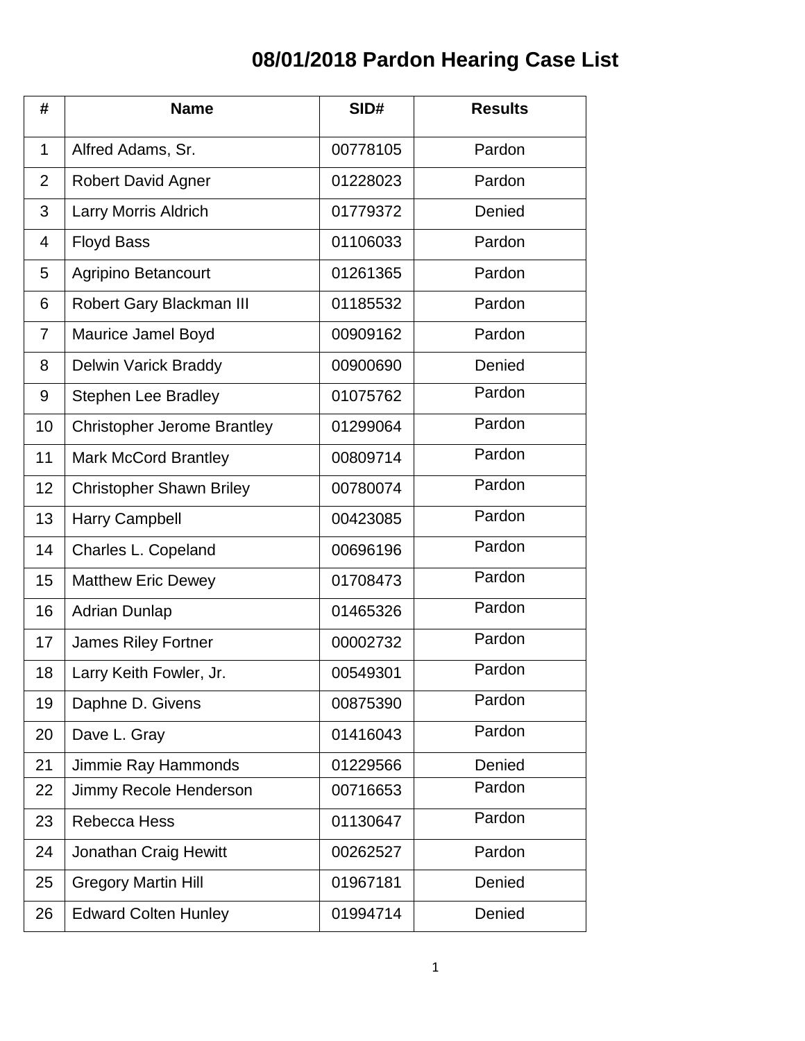# 08/01/2018 Pardon Hearing Case List

| # | Name | SID# | Results |
|---|---|---|---|
| 1 | Alfred Adams, Sr. | 00778105 | Pardon |
| 2 | Robert David Agner | 01228023 | Pardon |
| 3 | Larry Morris Aldrich | 01779372 | Denied |
| 4 | Floyd Bass | 01106033 | Pardon |
| 5 | Agripino Betancourt | 01261365 | Pardon |
| 6 | Robert Gary Blackman III | 01185532 | Pardon |
| 7 | Maurice Jamel Boyd | 00909162 | Pardon |
| 8 | Delwin Varick Braddy | 00900690 | Denied |
| 9 | Stephen Lee Bradley | 01075762 | Pardon |
| 10 | Christopher Jerome Brantley | 01299064 | Pardon |
| 11 | Mark McCord Brantley | 00809714 | Pardon |
| 12 | Christopher Shawn Briley | 00780074 | Pardon |
| 13 | Harry Campbell | 00423085 | Pardon |
| 14 | Charles L. Copeland | 00696196 | Pardon |
| 15 | Matthew Eric Dewey | 01708473 | Pardon |
| 16 | Adrian Dunlap | 01465326 | Pardon |
| 17 | James Riley Fortner | 00002732 | Pardon |
| 18 | Larry Keith Fowler, Jr. | 00549301 | Pardon |
| 19 | Daphne D. Givens | 00875390 | Pardon |
| 20 | Dave L. Gray | 01416043 | Pardon |
| 21 | Jimmie Ray Hammonds | 01229566 | Denied |
| 22 | Jimmy Recole Henderson | 00716653 | Pardon |
| 23 | Rebecca Hess | 01130647 | Pardon |
| 24 | Jonathan Craig Hewitt | 00262527 | Pardon |
| 25 | Gregory Martin Hill | 01967181 | Denied |
| 26 | Edward Colten Hunley | 01994714 | Denied |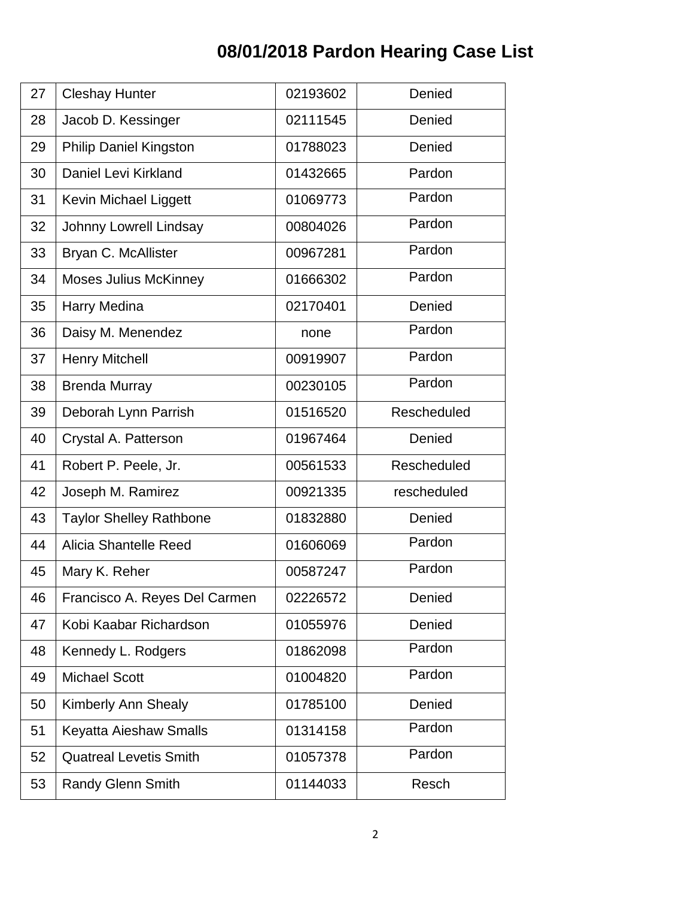# 08/01/2018 Pardon Hearing Case List

| | | | |
|---|---|---|---|
| 27 | Cleshay Hunter | 02193602 | Denied |
| 28 | Jacob D. Kessinger | 02111545 | Denied |
| 29 | Philip Daniel Kingston | 01788023 | Denied |
| 30 | Daniel Levi Kirkland | 01432665 | Pardon |
| 31 | Kevin Michael Liggett | 01069773 | Pardon |
| 32 | Johnny Lowrell Lindsay | 00804026 | Pardon |
| 33 | Bryan C. McAllister | 00967281 | Pardon |
| 34 | Moses Julius McKinney | 01666302 | Pardon |
| 35 | Harry Medina | 02170401 | Denied |
| 36 | Daisy M. Menendez | none | Pardon |
| 37 | Henry Mitchell | 00919907 | Pardon |
| 38 | Brenda Murray | 00230105 | Pardon |
| 39 | Deborah Lynn Parrish | 01516520 | Rescheduled |
| 40 | Crystal A. Patterson | 01967464 | Denied |
| 41 | Robert P. Peele, Jr. | 00561533 | Rescheduled |
| 42 | Joseph M. Ramirez | 00921335 | rescheduled |
| 43 | Taylor Shelley Rathbone | 01832880 | Denied |
| 44 | Alicia Shantelle Reed | 01606069 | Pardon |
| 45 | Mary K. Reher | 00587247 | Pardon |
| 46 | Francisco A. Reyes Del Carmen | 02226572 | Denied |
| 47 | Kobi Kaabar Richardson | 01055976 | Denied |
| 48 | Kennedy L. Rodgers | 01862098 | Pardon |
| 49 | Michael Scott | 01004820 | Pardon |
| 50 | Kimberly Ann Shealy | 01785100 | Denied |
| 51 | Keyatta Aieshaw Smalls | 01314158 | Pardon |
| 52 | Quatreal Levetis Smith | 01057378 | Pardon |
| 53 | Randy Glenn Smith | 01144033 | Resch |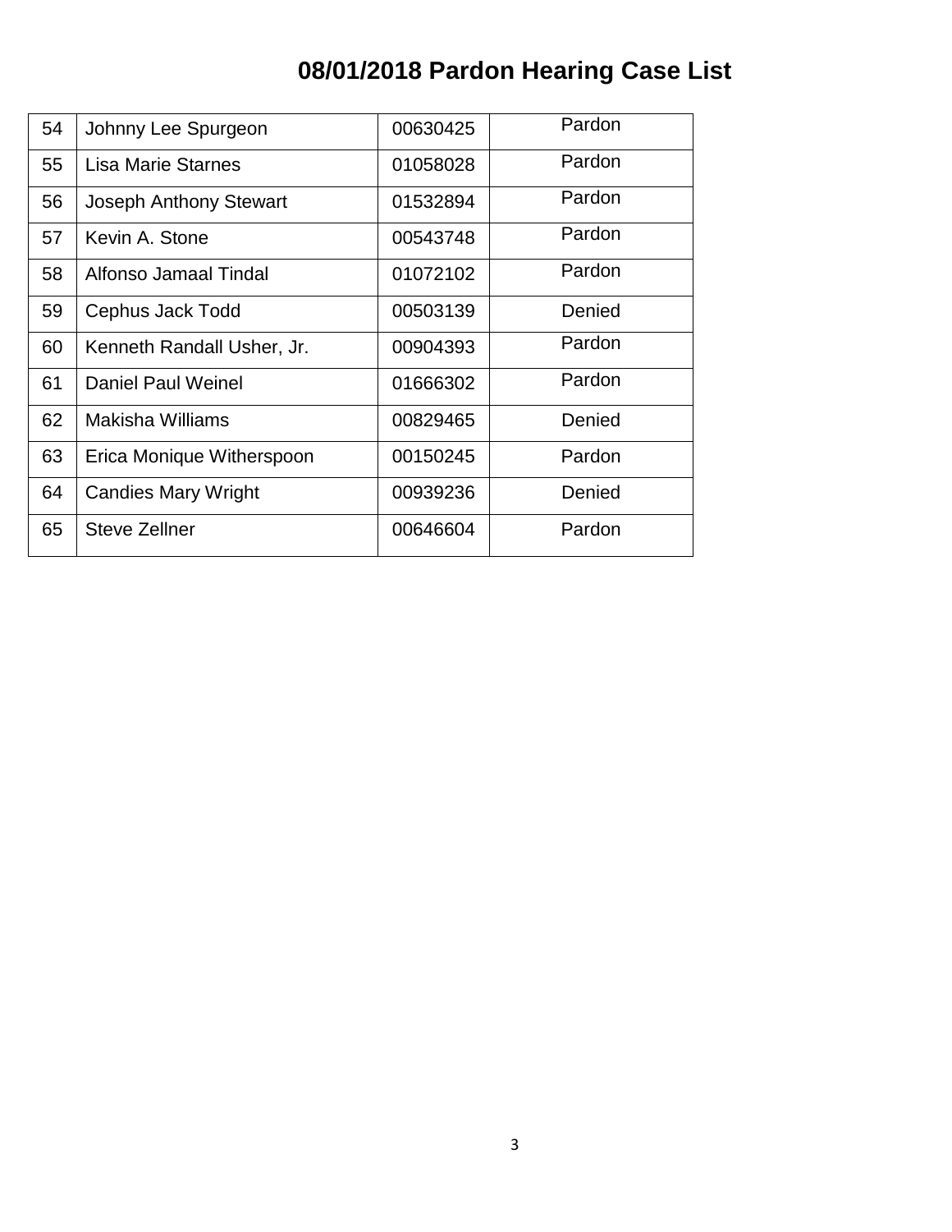# 08/01/2018 Pardon Hearing Case List

| | | | |
|---|---|---|---|
| 54 | Johnny Lee Spurgeon | 00630425 | Pardon |
| 55 | Lisa Marie Starnes | 01058028 | Pardon |
| 56 | Joseph Anthony Stewart | 01532894 | Pardon |
| 57 | Kevin A. Stone | 00543748 | Pardon |
| 58 | Alfonso Jamaal Tindal | 01072102 | Pardon |
| 59 | Cephus Jack Todd | 00503139 | Denied |
| 60 | Kenneth Randall Usher, Jr. | 00904393 | Pardon |
| 61 | Daniel Paul Weinel | 01666302 | Pardon |
| 62 | Makisha Williams | 00829465 | Denied |
| 63 | Erica Monique Witherspoon | 00150245 | Pardon |
| 64 | Candies Mary Wright | 00939236 | Denied |
| 65 | Steve Zellner | 00646604 | Pardon |